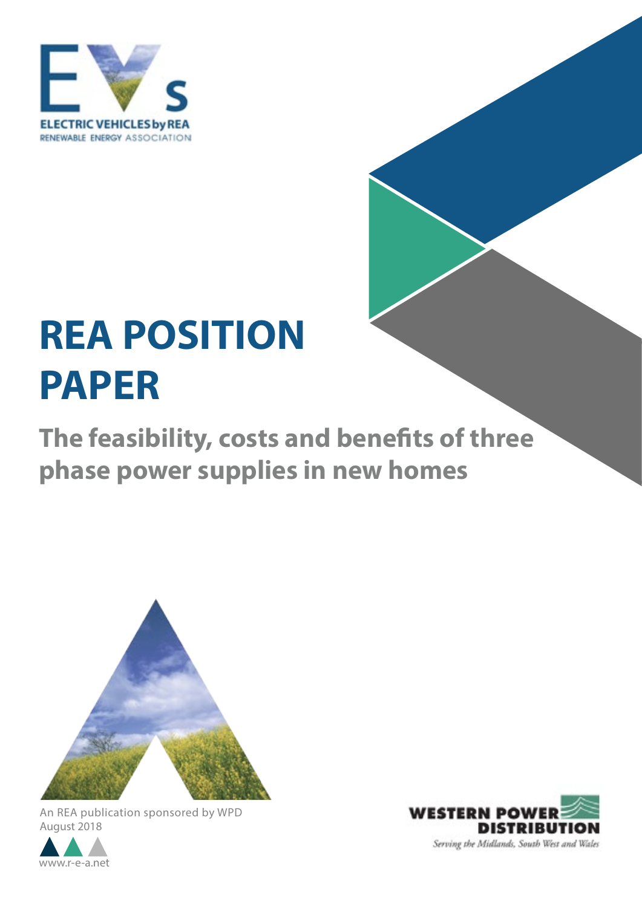ELECTRIC VEHICLES by REA

RENEWABLE ENERGY ASSOCIATION

# REA POSITION PAPER

## The feasibility, costs and benefits of three phase power supplies in new homes

An REA publication sponsored by WPD

August 2018

www.r-e-a.net

WESTERN POWER DISTRIBUTION

*Serving the Midlands, South West and Wales*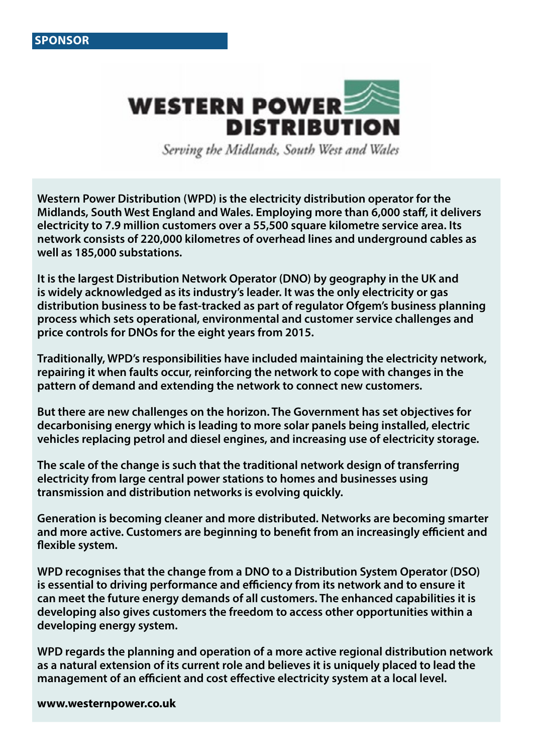**SPONSOR**

WESTERN POWER DISTRIBUTION

*Serving the Midlands, South West and Wales*

**Western Power Distribution (WPD) is the electricity distribution operator for the Midlands, South West England and Wales. Employing more than 6,000 staff, it delivers electricity to 7.9 million customers over a 55,500 square kilometre service area. Its network consists of 220,000 kilometres of overhead lines and underground cables as well as 185,000 substations.**

**It is the largest Distribution Network Operator (DNO) by geography in the UK and is widely acknowledged as its industry's leader. It was the only electricity or gas distribution business to be fast-tracked as part of regulator Ofgem's business planning process which sets operational, environmental and customer service challenges and price controls for DNOs for the eight years from 2015.**

**Traditionally, WPD's responsibilities have included maintaining the electricity network, repairing it when faults occur, reinforcing the network to cope with changes in the pattern of demand and extending the network to connect new customers.**

**But there are new challenges on the horizon. The Government has set objectives for decarbonising energy which is leading to more solar panels being installed, electric vehicles replacing petrol and diesel engines, and increasing use of electricity storage.**

**The scale of the change is such that the traditional network design of transferring electricity from large central power stations to homes and businesses using transmission and distribution networks is evolving quickly.**

**Generation is becoming cleaner and more distributed. Networks are becoming smarter and more active. Customers are beginning to benefit from an increasingly efficient and flexible system.**

**WPD recognises that the change from a DNO to a Distribution System Operator (DSO) is essential to driving performance and efficiency from its network and to ensure it can meet the future energy demands of all customers. The enhanced capabilities it is developing also gives customers the freedom to access other opportunities within a developing energy system.**

**WPD regards the planning and operation of a more active regional distribution network as a natural extension of its current role and believes it is uniquely placed to lead the management of an efficient and cost effective electricity system at a local level.**

**www.westernpower.co.uk**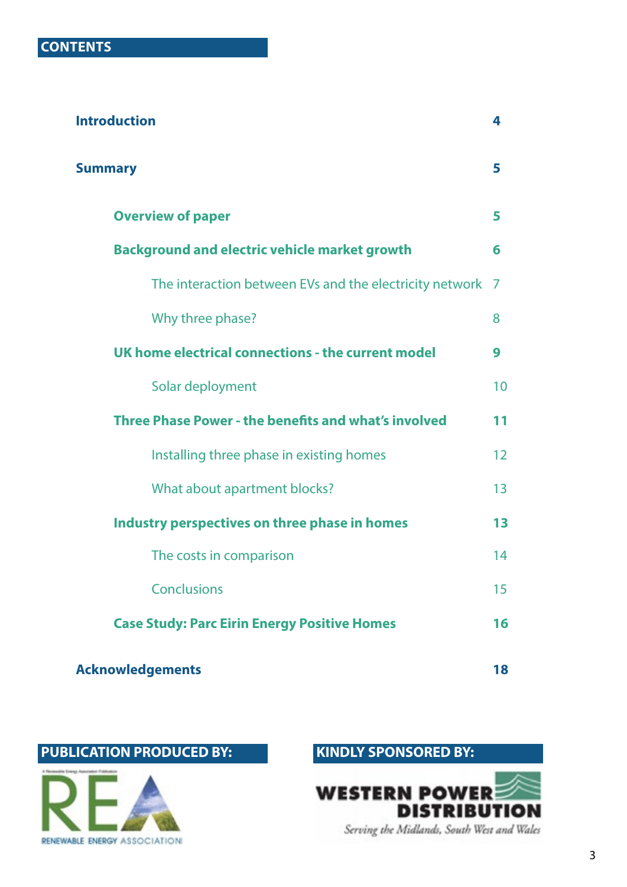## CONTENTS

| | |
|---|---|
| **Introduction** | **4** |
| **Summary** | **5** |
| **Overview of paper** | **5** |
| **Background and electric vehicle market growth** | **6** |
| The interaction between EVs and the electricity network | 7 |
| Why three phase? | 8 |
| **UK home electrical connections - the current model** | **9** |
| Solar deployment | 10 |
| **Three Phase Power - the benefits and what's involved** | **11** |
| Installing three phase in existing homes | 12 |
| What about apartment blocks? | 13 |
| **Industry perspectives on three phase in homes** | **13** |
| The costs in comparison | 14 |
| Conclusions | 15 |
| **Case Study: Parc Eirin Energy Positive Homes** | **16** |
| **Acknowledgements** | **18** |

**PUBLICATION PRODUCED BY:**

A Renewable Energy Association Publication

REA

RENEWABLE ENERGY ASSOCIATION

**KINDLY SPONSORED BY:**

WESTERN POWER DISTRIBUTION

*Serving the Midlands, South West and Wales*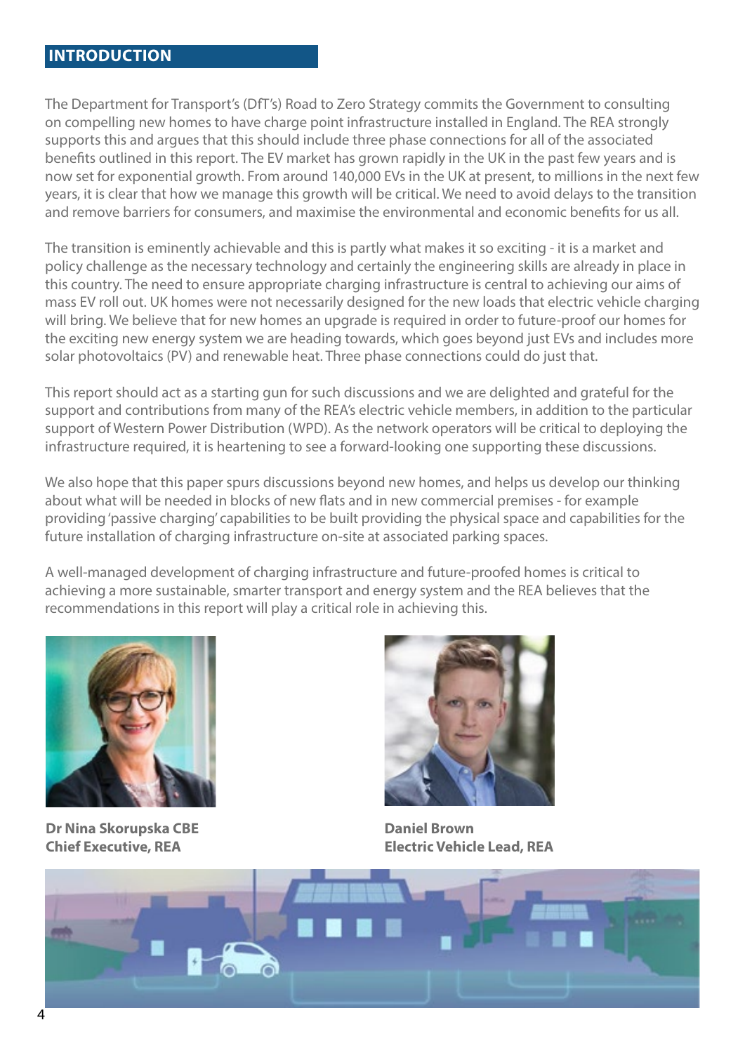## INTRODUCTION

The Department for Transport's (DfT's) Road to Zero Strategy commits the Government to consulting on compelling new homes to have charge point infrastructure installed in England. The REA strongly supports this and argues that this should include three phase connections for all of the associated benefits outlined in this report. The EV market has grown rapidly in the UK in the past few years and is now set for exponential growth. From around 140,000 EVs in the UK at present, to millions in the next few years, it is clear that how we manage this growth will be critical. We need to avoid delays to the transition and remove barriers for consumers, and maximise the environmental and economic benefits for us all.

The transition is eminently achievable and this is partly what makes it so exciting - it is a market and policy challenge as the necessary technology and certainly the engineering skills are already in place in this country. The need to ensure appropriate charging infrastructure is central to achieving our aims of mass EV roll out. UK homes were not necessarily designed for the new loads that electric vehicle charging will bring. We believe that for new homes an upgrade is required in order to future-proof our homes for the exciting new energy system we are heading towards, which goes beyond just EVs and includes more solar photovoltaics (PV) and renewable heat. Three phase connections could do just that.

This report should act as a starting gun for such discussions and we are delighted and grateful for the support and contributions from many of the REA's electric vehicle members, in addition to the particular support of Western Power Distribution (WPD). As the network operators will be critical to deploying the infrastructure required, it is heartening to see a forward-looking one supporting these discussions.

We also hope that this paper spurs discussions beyond new homes, and helps us develop our thinking about what will be needed in blocks of new flats and in new commercial premises - for example providing 'passive charging' capabilities to be built providing the physical space and capabilities for the future installation of charging infrastructure on-site at associated parking spaces.

A well-managed development of charging infrastructure and future-proofed homes is critical to achieving a more sustainable, smarter transport and energy system and the REA believes that the recommendations in this report will play a critical role in achieving this.

**Dr Nina Skorupska CBE**
**Chief Executive, REA**

**Daniel Brown**
**Electric Vehicle Lead, REA**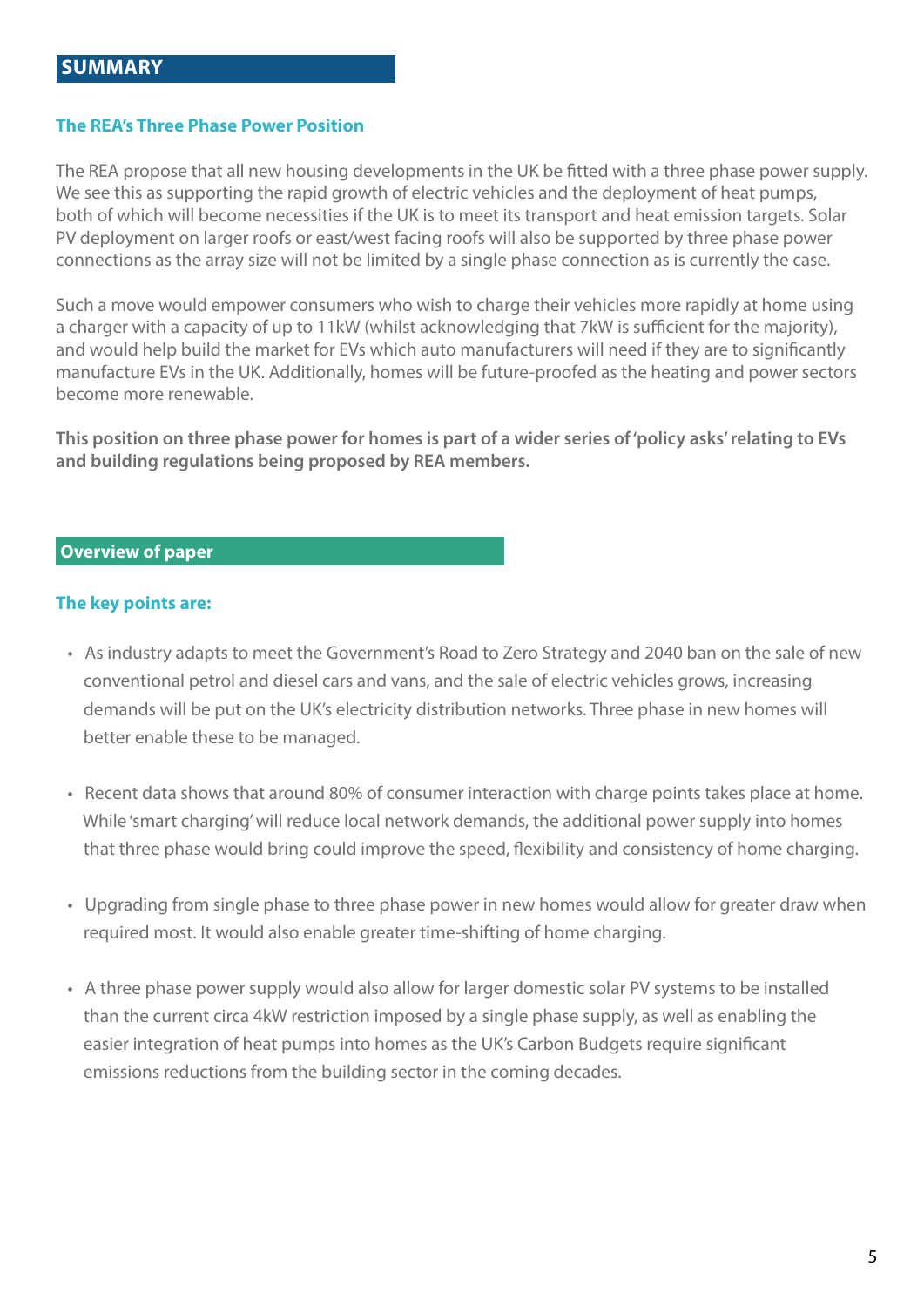## SUMMARY

### The REA's Three Phase Power Position

The REA propose that all new housing developments in the UK be fitted with a three phase power supply. We see this as supporting the rapid growth of electric vehicles and the deployment of heat pumps, both of which will become necessities if the UK is to meet its transport and heat emission targets. Solar PV deployment on larger roofs or east/west facing roofs will also be supported by three phase power connections as the array size will not be limited by a single phase connection as is currently the case.

Such a move would empower consumers who wish to charge their vehicles more rapidly at home using a charger with a capacity of up to 11kW (whilst acknowledging that 7kW is sufficient for the majority), and would help build the market for EVs which auto manufacturers will need if they are to significantly manufacture EVs in the UK. Additionally, homes will be future-proofed as the heating and power sectors become more renewable.

**This position on three phase power for homes is part of a wider series of 'policy asks' relating to EVs and building regulations being proposed by REA members.**

## Overview of paper

### The key points are:

- As industry adapts to meet the Government's Road to Zero Strategy and 2040 ban on the sale of new conventional petrol and diesel cars and vans, and the sale of electric vehicles grows, increasing demands will be put on the UK's electricity distribution networks. Three phase in new homes will better enable these to be managed.

- Recent data shows that around 80% of consumer interaction with charge points takes place at home. While 'smart charging' will reduce local network demands, the additional power supply into homes that three phase would bring could improve the speed, flexibility and consistency of home charging.

- Upgrading from single phase to three phase power in new homes would allow for greater draw when required most. It would also enable greater time-shifting of home charging.

- A three phase power supply would also allow for larger domestic solar PV systems to be installed than the current circa 4kW restriction imposed by a single phase supply, as well as enabling the easier integration of heat pumps into homes as the UK's Carbon Budgets require significant emissions reductions from the building sector in the coming decades.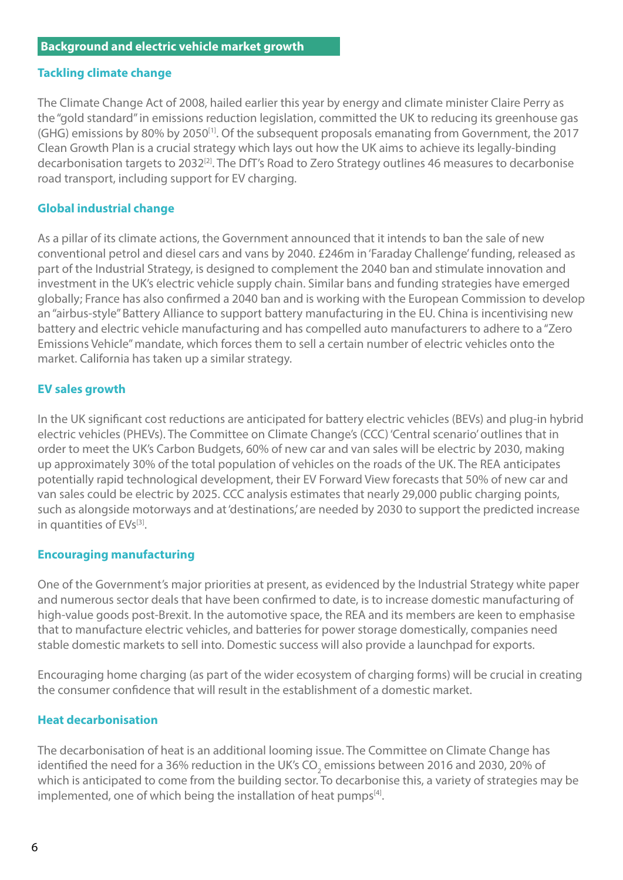## Background and electric vehicle market growth

### Tackling climate change

The Climate Change Act of 2008, hailed earlier this year by energy and climate minister Claire Perry as the "gold standard" in emissions reduction legislation, committed the UK to reducing its greenhouse gas (GHG) emissions by 80% by 2050[1]. Of the subsequent proposals emanating from Government, the 2017 Clean Growth Plan is a crucial strategy which lays out how the UK aims to achieve its legally-binding decarbonisation targets to 2032[2]. The DfT's Road to Zero Strategy outlines 46 measures to decarbonise road transport, including support for EV charging.

### Global industrial change

As a pillar of its climate actions, the Government announced that it intends to ban the sale of new conventional petrol and diesel cars and vans by 2040. £246m in 'Faraday Challenge' funding, released as part of the Industrial Strategy, is designed to complement the 2040 ban and stimulate innovation and investment in the UK's electric vehicle supply chain. Similar bans and funding strategies have emerged globally; France has also confirmed a 2040 ban and is working with the European Commission to develop an "airbus-style" Battery Alliance to support battery manufacturing in the EU. China is incentivising new battery and electric vehicle manufacturing and has compelled auto manufacturers to adhere to a "Zero Emissions Vehicle" mandate, which forces them to sell a certain number of electric vehicles onto the market. California has taken up a similar strategy.

### EV sales growth

In the UK significant cost reductions are anticipated for battery electric vehicles (BEVs) and plug-in hybrid electric vehicles (PHEVs). The Committee on Climate Change's (CCC) 'Central scenario' outlines that in order to meet the UK's Carbon Budgets, 60% of new car and van sales will be electric by 2030, making up approximately 30% of the total population of vehicles on the roads of the UK. The REA anticipates potentially rapid technological development, their EV Forward View forecasts that 50% of new car and van sales could be electric by 2025. CCC analysis estimates that nearly 29,000 public charging points, such as alongside motorways and at 'destinations,' are needed by 2030 to support the predicted increase in quantities of EVs[3].

### Encouraging manufacturing

One of the Government's major priorities at present, as evidenced by the Industrial Strategy white paper and numerous sector deals that have been confirmed to date, is to increase domestic manufacturing of high-value goods post-Brexit. In the automotive space, the REA and its members are keen to emphasise that to manufacture electric vehicles, and batteries for power storage domestically, companies need stable domestic markets to sell into. Domestic success will also provide a launchpad for exports.

Encouraging home charging (as part of the wider ecosystem of charging forms) will be crucial in creating the consumer confidence that will result in the establishment of a domestic market.

### Heat decarbonisation

The decarbonisation of heat is an additional looming issue. The Committee on Climate Change has identified the need for a 36% reduction in the UK's $CO_2$ emissions between 2016 and 2030, 20% of which is anticipated to come from the building sector. To decarbonise this, a variety of strategies may be implemented, one of which being the installation of heat pumps[4].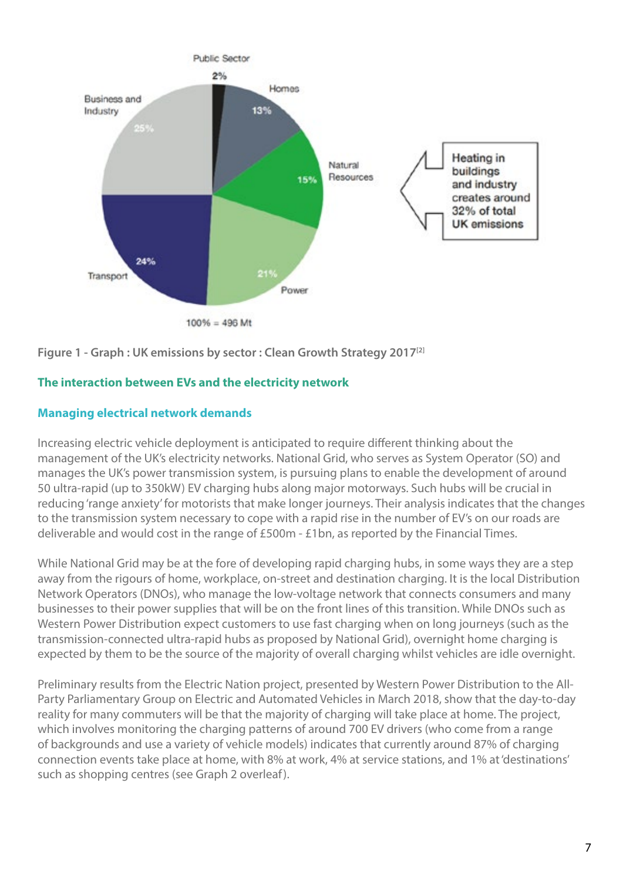Public Sector 2%

Homes 13%

Natural Resources 15%

Power 21%

Transport 24%

Business and Industry 25%

100% = 496 Mt

Heating in buildings and industry creates around 32% of total UK emissions

**Figure 1 - Graph : UK emissions by sector : Clean Growth Strategy 2017[2]**

## The interaction between EVs and the electricity network

### Managing electrical network demands

Increasing electric vehicle deployment is anticipated to require different thinking about the management of the UK's electricity networks. National Grid, who serves as System Operator (SO) and manages the UK's power transmission system, is pursuing plans to enable the development of around 50 ultra-rapid (up to 350kW) EV charging hubs along major motorways. Such hubs will be crucial in reducing 'range anxiety' for motorists that make longer journeys. Their analysis indicates that the changes to the transmission system necessary to cope with a rapid rise in the number of EV's on our roads are deliverable and would cost in the range of £500m - £1bn, as reported by the Financial Times.

While National Grid may be at the fore of developing rapid charging hubs, in some ways they are a step away from the rigours of home, workplace, on-street and destination charging. It is the local Distribution Network Operators (DNOs), who manage the low-voltage network that connects consumers and many businesses to their power supplies that will be on the front lines of this transition. While DNOs such as Western Power Distribution expect customers to use fast charging when on long journeys (such as the transmission-connected ultra-rapid hubs as proposed by National Grid), overnight home charging is expected by them to be the source of the majority of overall charging whilst vehicles are idle overnight.

Preliminary results from the Electric Nation project, presented by Western Power Distribution to the All-Party Parliamentary Group on Electric and Automated Vehicles in March 2018, show that the day-to-day reality for many commuters will be that the majority of charging will take place at home. The project, which involves monitoring the charging patterns of around 700 EV drivers (who come from a range of backgrounds and use a variety of vehicle models) indicates that currently around 87% of charging connection events take place at home, with 8% at work, 4% at service stations, and 1% at 'destinations' such as shopping centres (see Graph 2 overleaf).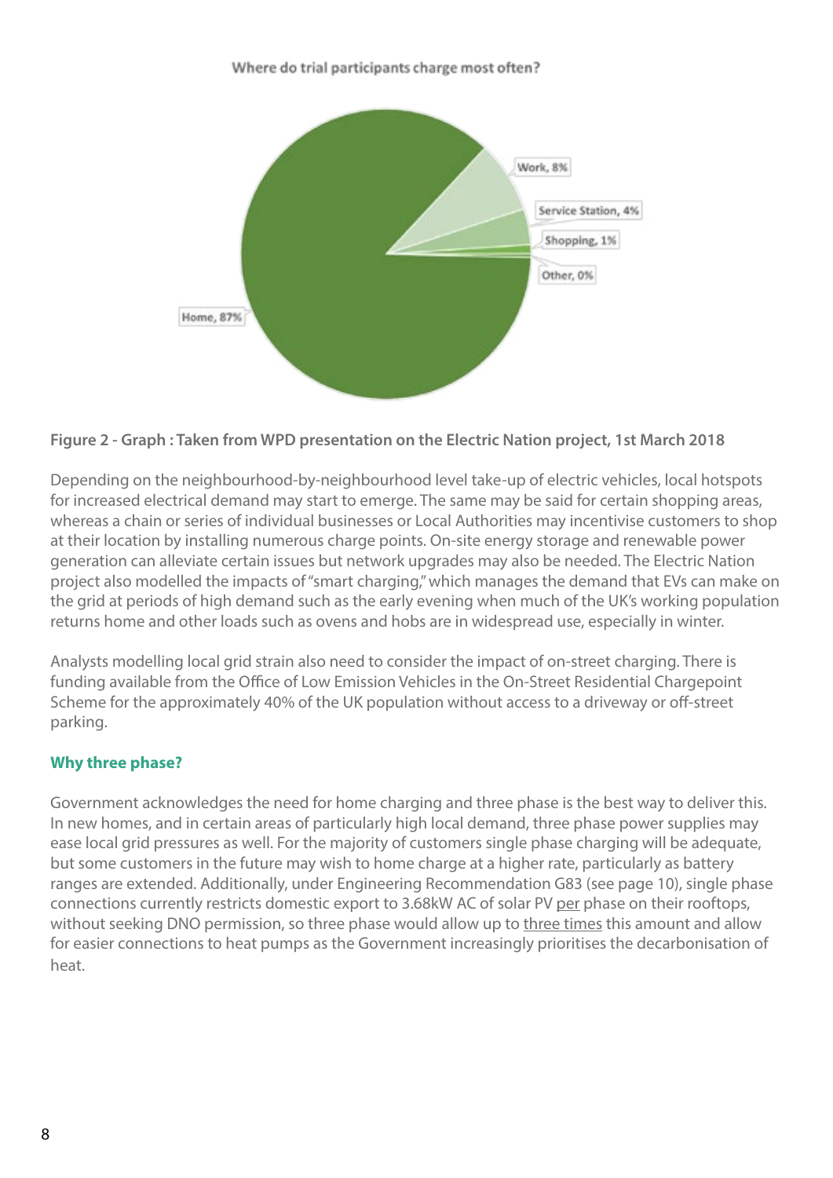Where do trial participants charge most often?

Home, 87%
Work, 8%
Service Station, 4%
Shopping, 1%
Other, 0%

**Figure 2 - Graph : Taken from WPD presentation on the Electric Nation project, 1st March 2018**

Depending on the neighbourhood-by-neighbourhood level take-up of electric vehicles, local hotspots for increased electrical demand may start to emerge. The same may be said for certain shopping areas, whereas a chain or series of individual businesses or Local Authorities may incentivise customers to shop at their location by installing numerous charge points. On-site energy storage and renewable power generation can alleviate certain issues but network upgrades may also be needed. The Electric Nation project also modelled the impacts of "smart charging," which manages the demand that EVs can make on the grid at periods of high demand such as the early evening when much of the UK's working population returns home and other loads such as ovens and hobs are in widespread use, especially in winter.

Analysts modelling local grid strain also need to consider the impact of on-street charging. There is funding available from the Office of Low Emission Vehicles in the On-Street Residential Chargepoint Scheme for the approximately 40% of the UK population without access to a driveway or off-street parking.

## Why three phase?

Government acknowledges the need for home charging and three phase is the best way to deliver this. In new homes, and in certain areas of particularly high local demand, three phase power supplies may ease local grid pressures as well. For the majority of customers single phase charging will be adequate, but some customers in the future may wish to home charge at a higher rate, particularly as battery ranges are extended. Additionally, under Engineering Recommendation G83 (see page 10), single phase connections currently restricts domestic export to 3.68kW AC of solar PV per phase on their rooftops, without seeking DNO permission, so three phase would allow up to three times this amount and allow for easier connections to heat pumps as the Government increasingly prioritises the decarbonisation of heat.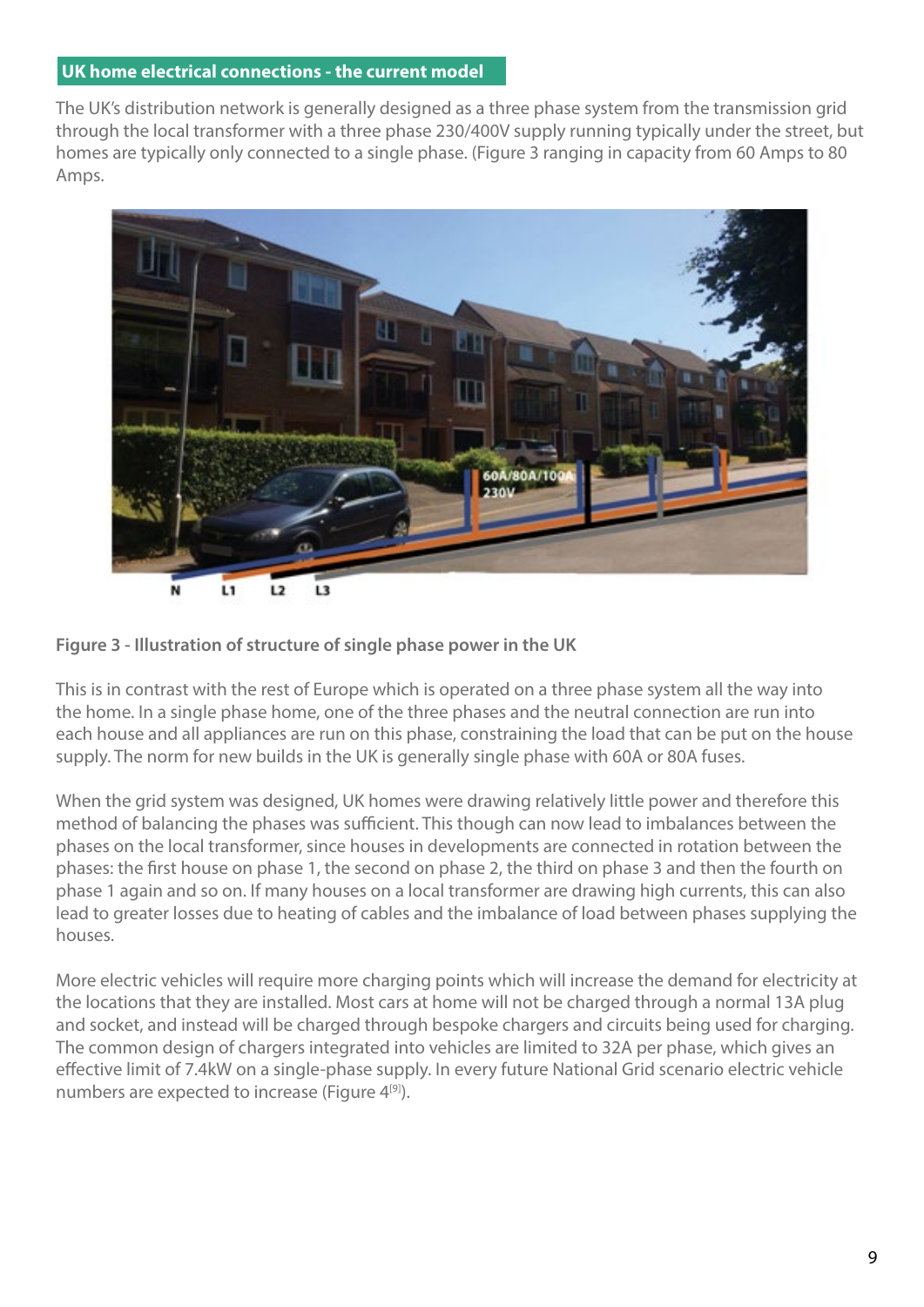## UK home electrical connections - the current model

The UK's distribution network is generally designed as a three phase system from the transmission grid through the local transformer with a three phase 230/400V supply running typically under the street, but homes are typically only connected to a single phase. (Figure 3 ranging in capacity from 60 Amps to 80 Amps.

**Figure 3 - Illustration of structure of single phase power in the UK**

This is in contrast with the rest of Europe which is operated on a three phase system all the way into the home. In a single phase home, one of the three phases and the neutral connection are run into each house and all appliances are run on this phase, constraining the load that can be put on the house supply. The norm for new builds in the UK is generally single phase with 60A or 80A fuses.

When the grid system was designed, UK homes were drawing relatively little power and therefore this method of balancing the phases was sufficient. This though can now lead to imbalances between the phases on the local transformer, since houses in developments are connected in rotation between the phases: the first house on phase 1, the second on phase 2, the third on phase 3 and then the fourth on phase 1 again and so on. If many houses on a local transformer are drawing high currents, this can also lead to greater losses due to heating of cables and the imbalance of load between phases supplying the houses.

More electric vehicles will require more charging points which will increase the demand for electricity at the locations that they are installed. Most cars at home will not be charged through a normal 13A plug and socket, and instead will be charged through bespoke chargers and circuits being used for charging. The common design of chargers integrated into vehicles are limited to 32A per phase, which gives an effective limit of 7.4kW on a single-phase supply. In every future National Grid scenario electric vehicle numbers are expected to increase (Figure 4[9]).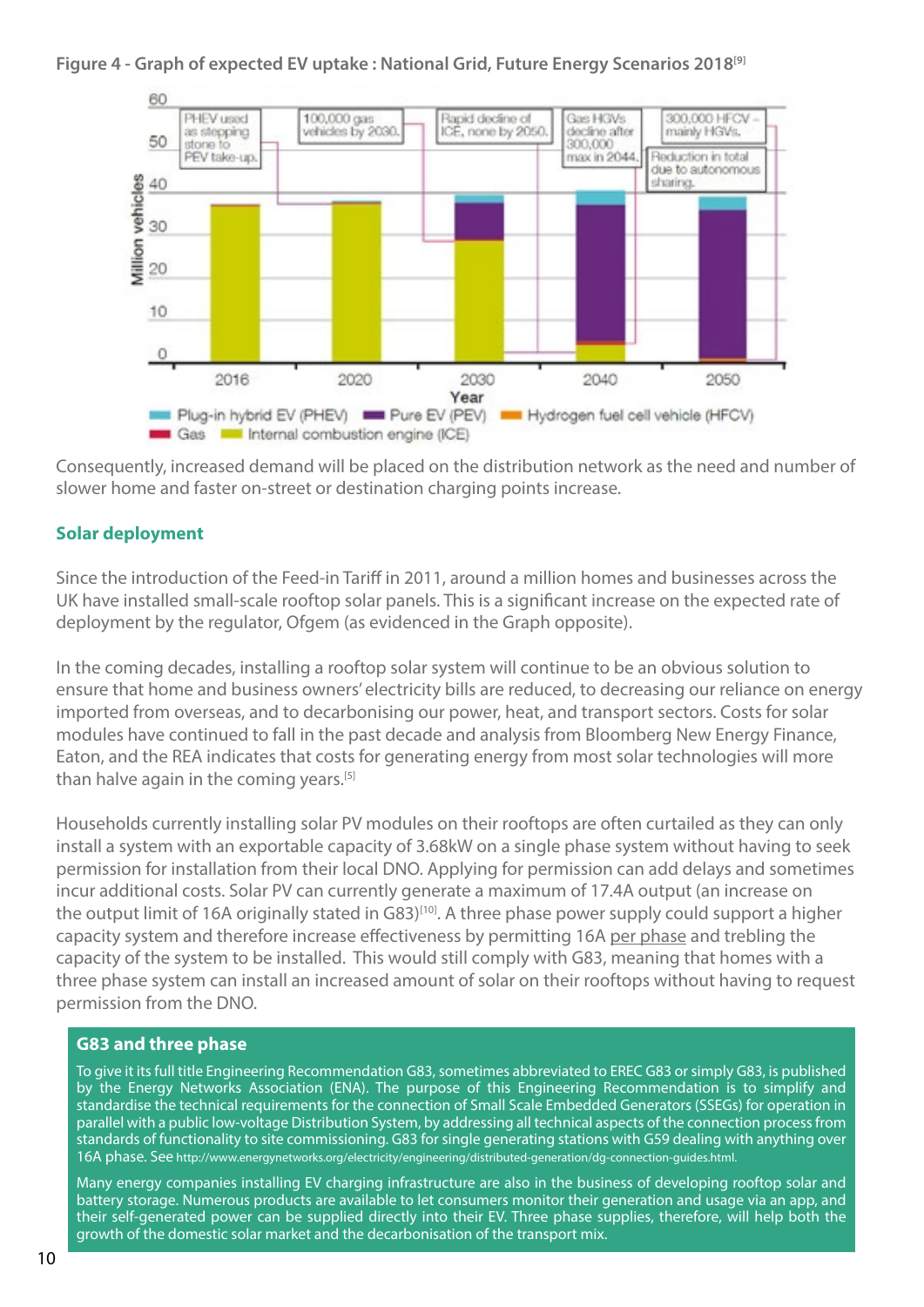**Figure 4 - Graph of expected EV uptake : National Grid, Future Energy Scenarios 2018**[9]

Consequently, increased demand will be placed on the distribution network as the need and number of slower home and faster on-street or destination charging points increase.

## Solar deployment

Since the introduction of the Feed-in Tariff in 2011, around a million homes and businesses across the UK have installed small-scale rooftop solar panels. This is a significant increase on the expected rate of deployment by the regulator, Ofgem (as evidenced in the Graph opposite).

In the coming decades, installing a rooftop solar system will continue to be an obvious solution to ensure that home and business owners' electricity bills are reduced, to decreasing our reliance on energy imported from overseas, and to decarbonising our power, heat, and transport sectors. Costs for solar modules have continued to fall in the past decade and analysis from Bloomberg New Energy Finance, Eaton, and the REA indicates that costs for generating energy from most solar technologies will more than halve again in the coming years.[5]

Households currently installing solar PV modules on their rooftops are often curtailed as they can only install a system with an exportable capacity of 3.68kW on a single phase system without having to seek permission for installation from their local DNO. Applying for permission can add delays and sometimes incur additional costs. Solar PV can currently generate a maximum of 17.4A output (an increase on the output limit of 16A originally stated in G83)[10]. A three phase power supply could support a higher capacity system and therefore increase effectiveness by permitting 16A per phase and trebling the capacity of the system to be installed. This would still comply with G83, meaning that homes with a three phase system can install an increased amount of solar on their rooftops without having to request permission from the DNO.

### G83 and three phase

To give it its full title Engineering Recommendation G83, sometimes abbreviated to EREC G83 or simply G83, is published by the Energy Networks Association (ENA). The purpose of this Engineering Recommendation is to simplify and standardise the technical requirements for the connection of Small Scale Embedded Generators (SSEGs) for operation in parallel with a public low-voltage Distribution System, by addressing all technical aspects of the connection process from standards of functionality to site commissioning. G83 for single generating stations with G59 dealing with anything over 16A phase. See http://www.energynetworks.org/electricity/engineering/distributed-generation/dg-connection-guides.html.

Many energy companies installing EV charging infrastructure are also in the business of developing rooftop solar and battery storage. Numerous products are available to let consumers monitor their generation and usage via an app, and their self-generated power can be supplied directly into their EV. Three phase supplies, therefore, will help both the growth of the domestic solar market and the decarbonisation of the transport mix.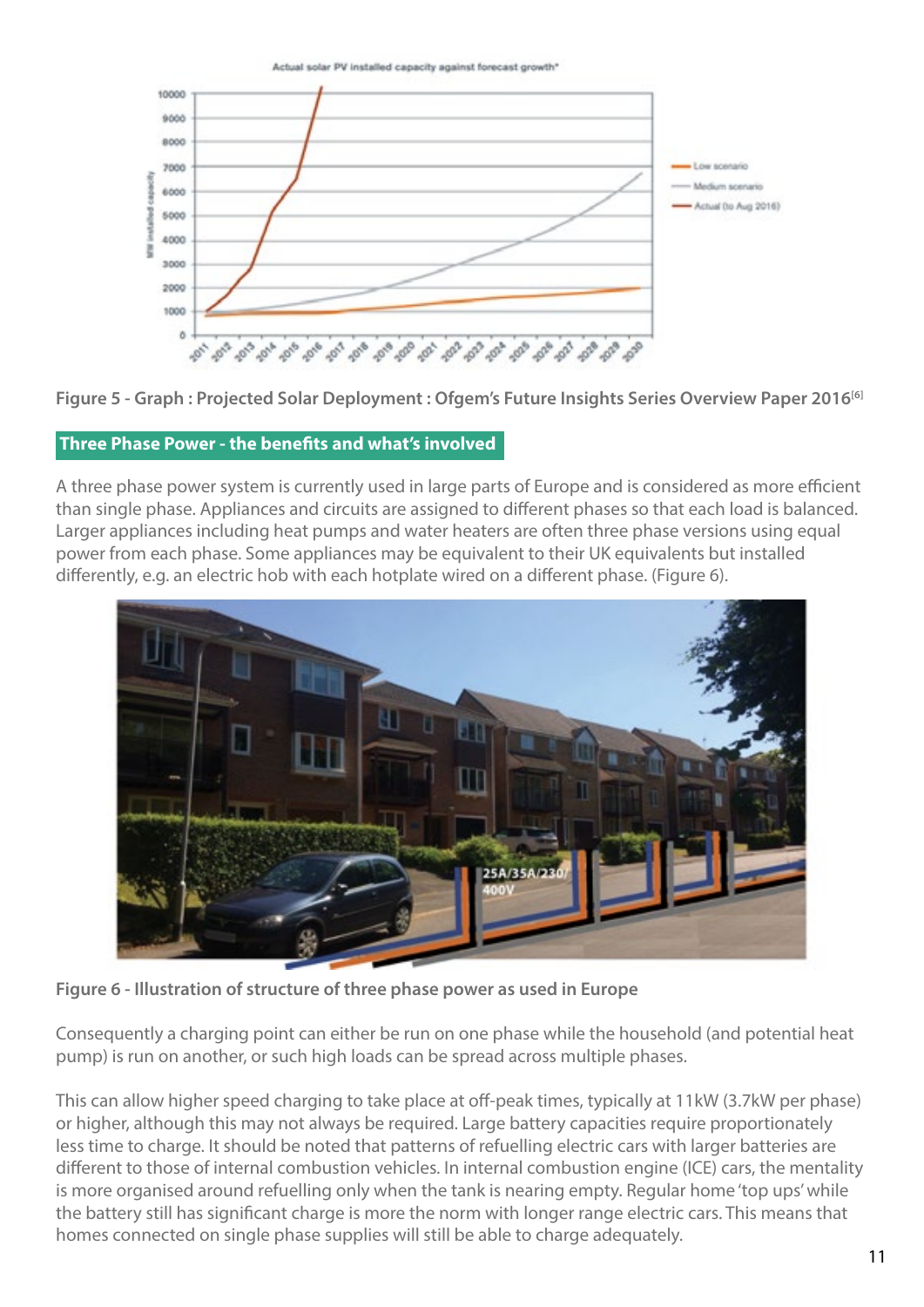Figure 5 - Graph : Projected Solar Deployment : Ofgem's Future Insights Series Overview Paper 2016[6]

## Three Phase Power - the benefits and what's involved

A three phase power system is currently used in large parts of Europe and is considered as more efficient than single phase. Appliances and circuits are assigned to different phases so that each load is balanced. Larger appliances including heat pumps and water heaters are often three phase versions using equal power from each phase. Some appliances may be equivalent to their UK equivalents but installed differently, e.g. an electric hob with each hotplate wired on a different phase. (Figure 6).

Figure 6 - Illustration of structure of three phase power as used in Europe

Consequently a charging point can either be run on one phase while the household (and potential heat pump) is run on another, or such high loads can be spread across multiple phases.

This can allow higher speed charging to take place at off-peak times, typically at 11kW (3.7kW per phase) or higher, although this may not always be required. Large battery capacities require proportionately less time to charge. It should be noted that patterns of refuelling electric cars with larger batteries are different to those of internal combustion vehicles. In internal combustion engine (ICE) cars, the mentality is more organised around refuelling only when the tank is nearing empty. Regular home 'top ups' while the battery still has significant charge is more the norm with longer range electric cars. This means that homes connected on single phase supplies will still be able to charge adequately.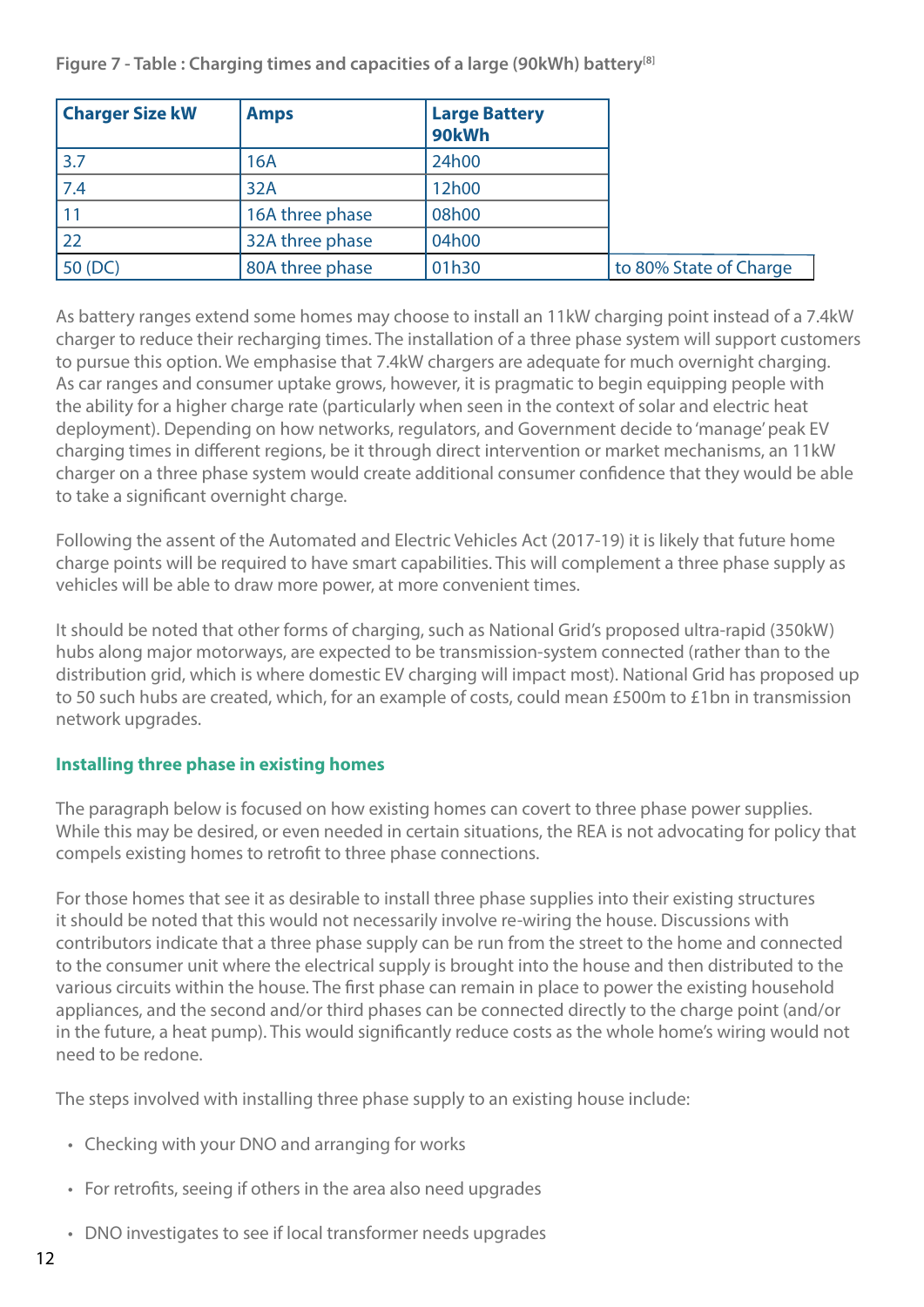**Figure 7 - Table : Charging times and capacities of a large (90kWh) battery[8]**

| Charger Size kW | Amps | Large Battery 90kWh | |
|---|---|---|---|
| 3.7 | 16A | 24h00 | |
| 7.4 | 32A | 12h00 | |
| 11 | 16A three phase | 08h00 | |
| 22 | 32A three phase | 04h00 | |
| 50 (DC) | 80A three phase | 01h30 | to 80% State of Charge |

As battery ranges extend some homes may choose to install an 11kW charging point instead of a 7.4kW charger to reduce their recharging times. The installation of a three phase system will support customers to pursue this option. We emphasise that 7.4kW chargers are adequate for much overnight charging. As car ranges and consumer uptake grows, however, it is pragmatic to begin equipping people with the ability for a higher charge rate (particularly when seen in the context of solar and electric heat deployment). Depending on how networks, regulators, and Government decide to 'manage' peak EV charging times in different regions, be it through direct intervention or market mechanisms, an 11kW charger on a three phase system would create additional consumer confidence that they would be able to take a significant overnight charge.

Following the assent of the Automated and Electric Vehicles Act (2017-19) it is likely that future home charge points will be required to have smart capabilities. This will complement a three phase supply as vehicles will be able to draw more power, at more convenient times.

It should be noted that other forms of charging, such as National Grid's proposed ultra-rapid (350kW) hubs along major motorways, are expected to be transmission-system connected (rather than to the distribution grid, which is where domestic EV charging will impact most). National Grid has proposed up to 50 such hubs are created, which, for an example of costs, could mean £500m to £1bn in transmission network upgrades.

### Installing three phase in existing homes

The paragraph below is focused on how existing homes can covert to three phase power supplies. While this may be desired, or even needed in certain situations, the REA is not advocating for policy that compels existing homes to retrofit to three phase connections.

For those homes that see it as desirable to install three phase supplies into their existing structures it should be noted that this would not necessarily involve re-wiring the house. Discussions with contributors indicate that a three phase supply can be run from the street to the home and connected to the consumer unit where the electrical supply is brought into the house and then distributed to the various circuits within the house. The first phase can remain in place to power the existing household appliances, and the second and/or third phases can be connected directly to the charge point (and/or in the future, a heat pump). This would significantly reduce costs as the whole home's wiring would not need to be redone.

The steps involved with installing three phase supply to an existing house include:

- Checking with your DNO and arranging for works
- For retrofits, seeing if others in the area also need upgrades
- DNO investigates to see if local transformer needs upgrades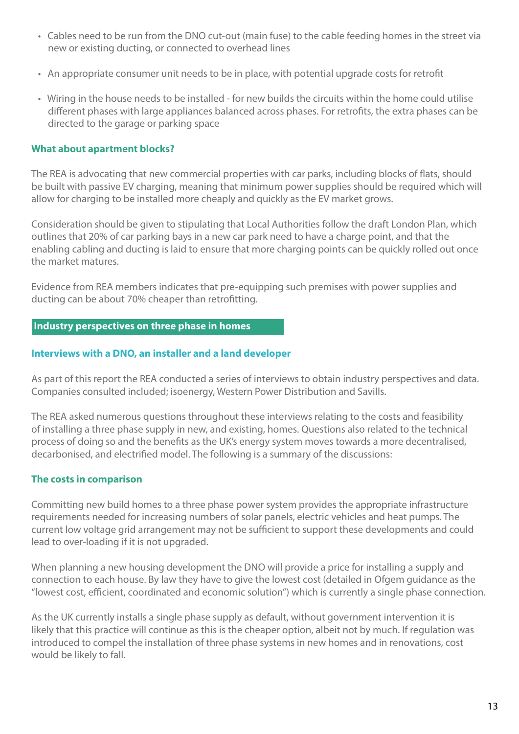- Cables need to be run from the DNO cut-out (main fuse) to the cable feeding homes in the street via new or existing ducting, or connected to overhead lines
- An appropriate consumer unit needs to be in place, with potential upgrade costs for retrofit
- Wiring in the house needs to be installed - for new builds the circuits within the home could utilise different phases with large appliances balanced across phases. For retrofits, the extra phases can be directed to the garage or parking space

### What about apartment blocks?

The REA is advocating that new commercial properties with car parks, including blocks of flats, should be built with passive EV charging, meaning that minimum power supplies should be required which will allow for charging to be installed more cheaply and quickly as the EV market grows.

Consideration should be given to stipulating that Local Authorities follow the draft London Plan, which outlines that 20% of car parking bays in a new car park need to have a charge point, and that the enabling cabling and ducting is laid to ensure that more charging points can be quickly rolled out once the market matures.

Evidence from REA members indicates that pre-equipping such premises with power supplies and ducting can be about 70% cheaper than retrofitting.

## Industry perspectives on three phase in homes

### Interviews with a DNO, an installer and a land developer

As part of this report the REA conducted a series of interviews to obtain industry perspectives and data. Companies consulted included; isoenergy, Western Power Distribution and Savills.

The REA asked numerous questions throughout these interviews relating to the costs and feasibility of installing a three phase supply in new, and existing, homes. Questions also related to the technical process of doing so and the benefits as the UK's energy system moves towards a more decentralised, decarbonised, and electrified model. The following is a summary of the discussions:

### The costs in comparison

Committing new build homes to a three phase power system provides the appropriate infrastructure requirements needed for increasing numbers of solar panels, electric vehicles and heat pumps. The current low voltage grid arrangement may not be sufficient to support these developments and could lead to over-loading if it is not upgraded.

When planning a new housing development the DNO will provide a price for installing a supply and connection to each house. By law they have to give the lowest cost (detailed in Ofgem guidance as the "lowest cost, efficient, coordinated and economic solution") which is currently a single phase connection.

As the UK currently installs a single phase supply as default, without government intervention it is likely that this practice will continue as this is the cheaper option, albeit not by much. If regulation was introduced to compel the installation of three phase systems in new homes and in renovations, cost would be likely to fall.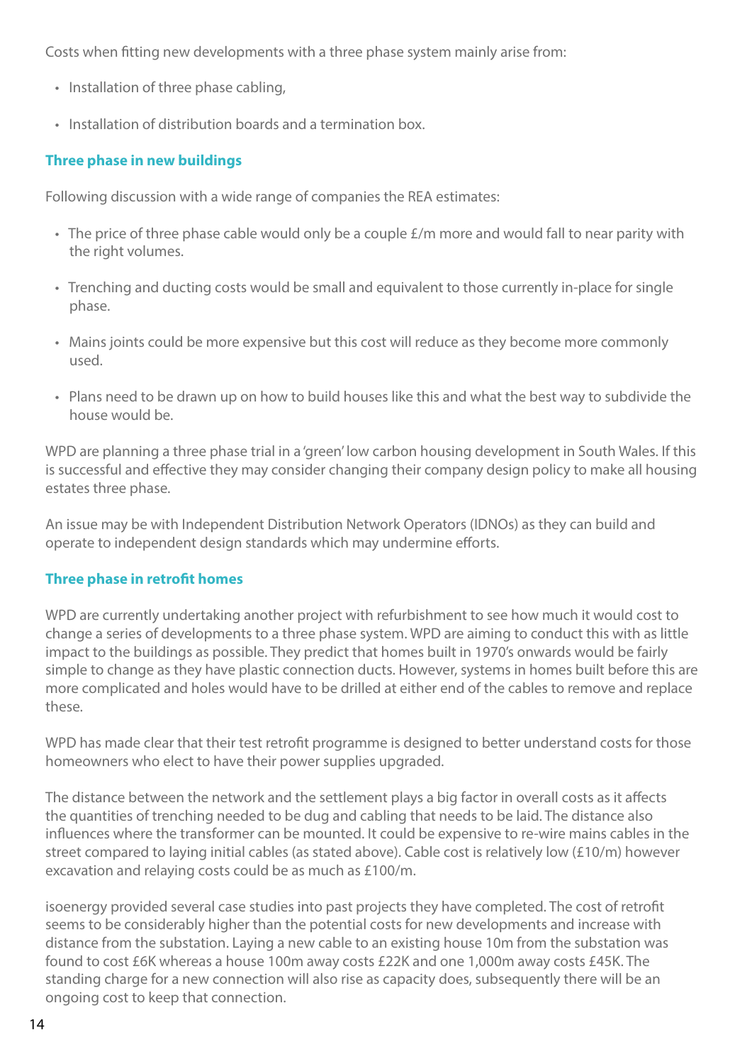Costs when fitting new developments with a three phase system mainly arise from:

- Installation of three phase cabling,
- Installation of distribution boards and a termination box.

### Three phase in new buildings

Following discussion with a wide range of companies the REA estimates:

- The price of three phase cable would only be a couple £/m more and would fall to near parity with the right volumes.
- Trenching and ducting costs would be small and equivalent to those currently in-place for single phase.
- Mains joints could be more expensive but this cost will reduce as they become more commonly used.
- Plans need to be drawn up on how to build houses like this and what the best way to subdivide the house would be.

WPD are planning a three phase trial in a 'green' low carbon housing development in South Wales. If this is successful and effective they may consider changing their company design policy to make all housing estates three phase.

An issue may be with Independent Distribution Network Operators (IDNOs) as they can build and operate to independent design standards which may undermine efforts.

### Three phase in retrofit homes

WPD are currently undertaking another project with refurbishment to see how much it would cost to change a series of developments to a three phase system. WPD are aiming to conduct this with as little impact to the buildings as possible. They predict that homes built in 1970's onwards would be fairly simple to change as they have plastic connection ducts. However, systems in homes built before this are more complicated and holes would have to be drilled at either end of the cables to remove and replace these.

WPD has made clear that their test retrofit programme is designed to better understand costs for those homeowners who elect to have their power supplies upgraded.

The distance between the network and the settlement plays a big factor in overall costs as it affects the quantities of trenching needed to be dug and cabling that needs to be laid. The distance also influences where the transformer can be mounted. It could be expensive to re-wire mains cables in the street compared to laying initial cables (as stated above). Cable cost is relatively low (£10/m) however excavation and relaying costs could be as much as £100/m.

isoenergy provided several case studies into past projects they have completed. The cost of retrofit seems to be considerably higher than the potential costs for new developments and increase with distance from the substation. Laying a new cable to an existing house 10m from the substation was found to cost £6K whereas a house 100m away costs £22K and one 1,000m away costs £45K. The standing charge for a new connection will also rise as capacity does, subsequently there will be an ongoing cost to keep that connection.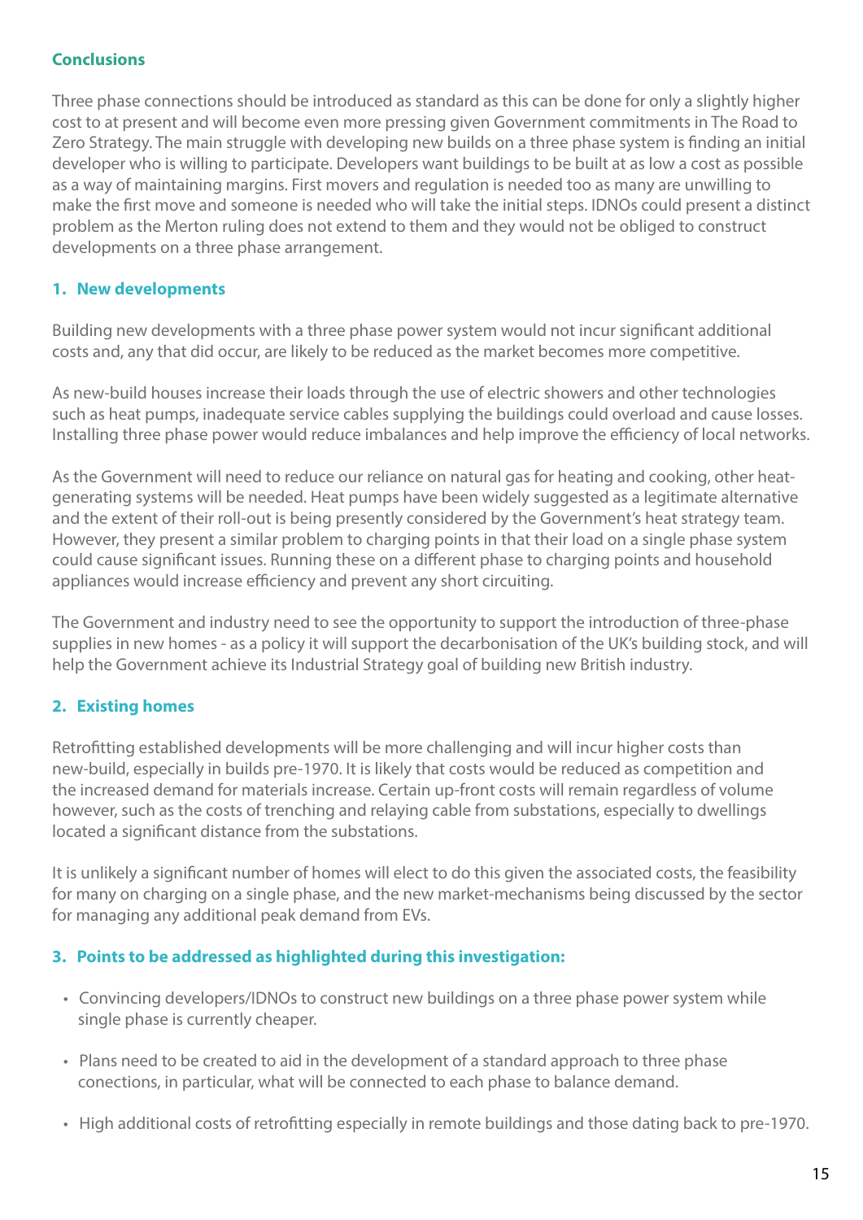## Conclusions

Three phase connections should be introduced as standard as this can be done for only a slightly higher cost to at present and will become even more pressing given Government commitments in The Road to Zero Strategy. The main struggle with developing new builds on a three phase system is finding an initial developer who is willing to participate. Developers want buildings to be built at as low a cost as possible as a way of maintaining margins. First movers and regulation is needed too as many are unwilling to make the first move and someone is needed who will take the initial steps. IDNOs could present a distinct problem as the Merton ruling does not extend to them and they would not be obliged to construct developments on a three phase arrangement.

### 1. New developments

Building new developments with a three phase power system would not incur significant additional costs and, any that did occur, are likely to be reduced as the market becomes more competitive.

As new-build houses increase their loads through the use of electric showers and other technologies such as heat pumps, inadequate service cables supplying the buildings could overload and cause losses. Installing three phase power would reduce imbalances and help improve the efficiency of local networks.

As the Government will need to reduce our reliance on natural gas for heating and cooking, other heat-generating systems will be needed. Heat pumps have been widely suggested as a legitimate alternative and the extent of their roll-out is being presently considered by the Government's heat strategy team. However, they present a similar problem to charging points in that their load on a single phase system could cause significant issues. Running these on a different phase to charging points and household appliances would increase efficiency and prevent any short circuiting.

The Government and industry need to see the opportunity to support the introduction of three-phase supplies in new homes - as a policy it will support the decarbonisation of the UK's building stock, and will help the Government achieve its Industrial Strategy goal of building new British industry.

### 2. Existing homes

Retrofitting established developments will be more challenging and will incur higher costs than new-build, especially in builds pre-1970. It is likely that costs would be reduced as competition and the increased demand for materials increase. Certain up-front costs will remain regardless of volume however, such as the costs of trenching and relaying cable from substations, especially to dwellings located a significant distance from the substations.

It is unlikely a significant number of homes will elect to do this given the associated costs, the feasibility for many on charging on a single phase, and the new market-mechanisms being discussed by the sector for managing any additional peak demand from EVs.

### 3. Points to be addressed as highlighted during this investigation:

- Convincing developers/IDNOs to construct new buildings on a three phase power system while single phase is currently cheaper.
- Plans need to be created to aid in the development of a standard approach to three phase conections, in particular, what will be connected to each phase to balance demand.
- High additional costs of retrofitting especially in remote buildings and those dating back to pre-1970.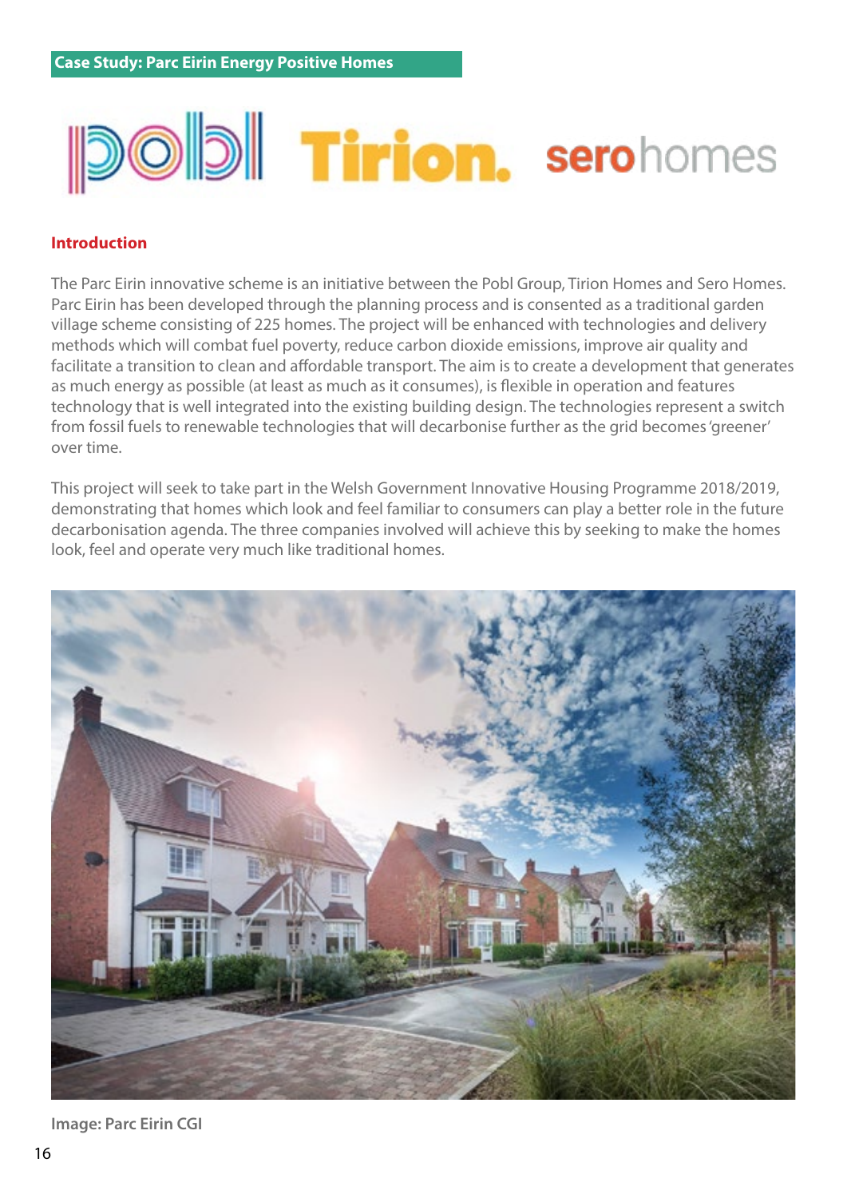## Case Study: Parc Eirin Energy Positive Homes

### Introduction

The Parc Eirin innovative scheme is an initiative between the Pobl Group, Tirion Homes and Sero Homes. Parc Eirin has been developed through the planning process and is consented as a traditional garden village scheme consisting of 225 homes. The project will be enhanced with technologies and delivery methods which will combat fuel poverty, reduce carbon dioxide emissions, improve air quality and facilitate a transition to clean and affordable transport. The aim is to create a development that generates as much energy as possible (at least as much as it consumes), is flexible in operation and features technology that is well integrated into the existing building design. The technologies represent a switch from fossil fuels to renewable technologies that will decarbonise further as the grid becomes 'greener' over time.

This project will seek to take part in the Welsh Government Innovative Housing Programme 2018/2019, demonstrating that homes which look and feel familiar to consumers can play a better role in the future decarbonisation agenda. The three companies involved will achieve this by seeking to make the homes look, feel and operate very much like traditional homes.

Image: Parc Eirin CGI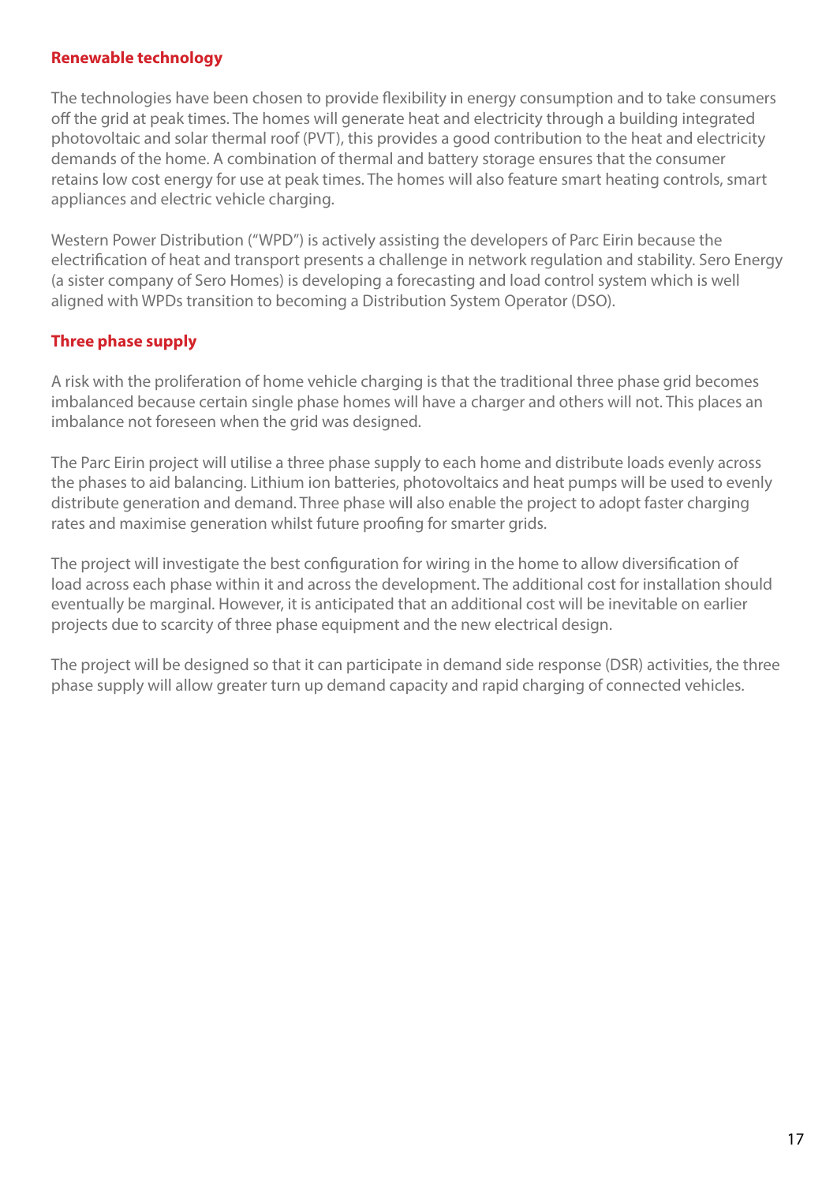## Renewable technology

The technologies have been chosen to provide flexibility in energy consumption and to take consumers off the grid at peak times. The homes will generate heat and electricity through a building integrated photovoltaic and solar thermal roof (PVT), this provides a good contribution to the heat and electricity demands of the home. A combination of thermal and battery storage ensures that the consumer retains low cost energy for use at peak times. The homes will also feature smart heating controls, smart appliances and electric vehicle charging.

Western Power Distribution ("WPD") is actively assisting the developers of Parc Eirin because the electrification of heat and transport presents a challenge in network regulation and stability. Sero Energy (a sister company of Sero Homes) is developing a forecasting and load control system which is well aligned with WPDs transition to becoming a Distribution System Operator (DSO).

## Three phase supply

A risk with the proliferation of home vehicle charging is that the traditional three phase grid becomes imbalanced because certain single phase homes will have a charger and others will not. This places an imbalance not foreseen when the grid was designed.

The Parc Eirin project will utilise a three phase supply to each home and distribute loads evenly across the phases to aid balancing. Lithium ion batteries, photovoltaics and heat pumps will be used to evenly distribute generation and demand. Three phase will also enable the project to adopt faster charging rates and maximise generation whilst future proofing for smarter grids.

The project will investigate the best configuration for wiring in the home to allow diversification of load across each phase within it and across the development. The additional cost for installation should eventually be marginal. However, it is anticipated that an additional cost will be inevitable on earlier projects due to scarcity of three phase equipment and the new electrical design.

The project will be designed so that it can participate in demand side response (DSR) activities, the three phase supply will allow greater turn up demand capacity and rapid charging of connected vehicles.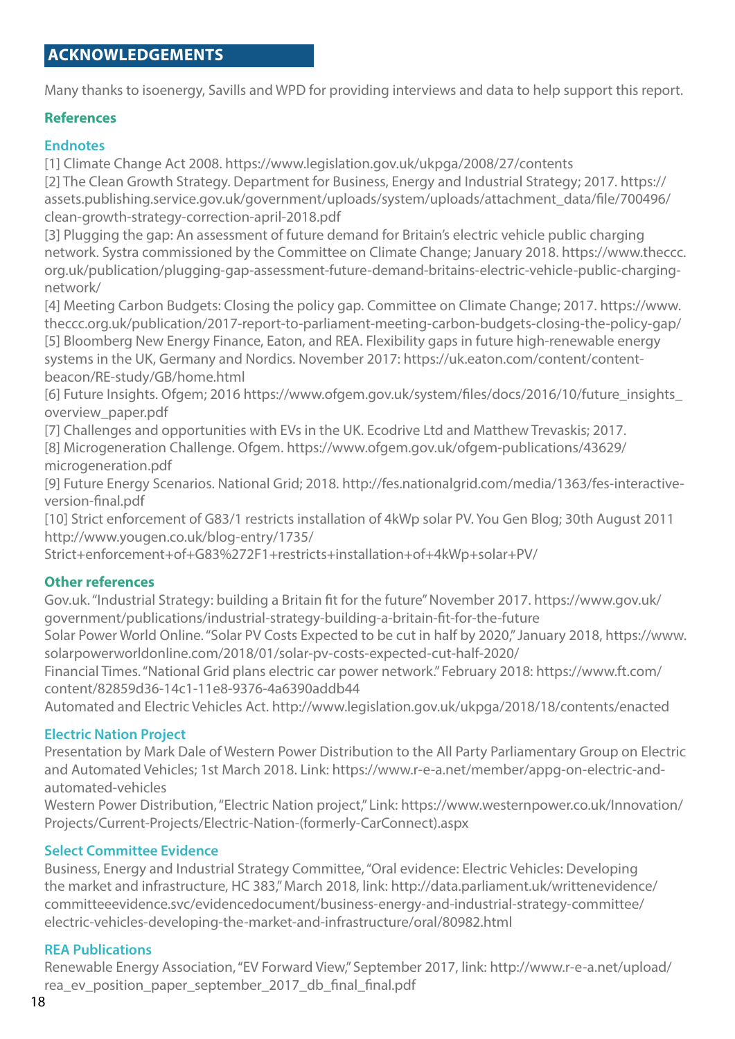## ACKNOWLEDGEMENTS

Many thanks to isoenergy, Savills and WPD for providing interviews and data to help support this report.

### References

#### Endnotes

[1] Climate Change Act 2008. https://www.legislation.gov.uk/ukpga/2008/27/contents
[2] The Clean Growth Strategy. Department for Business, Energy and Industrial Strategy; 2017. https://assets.publishing.service.gov.uk/government/uploads/system/uploads/attachment_data/file/700496/clean-growth-strategy-correction-april-2018.pdf
[3] Plugging the gap: An assessment of future demand for Britain's electric vehicle public charging network. Systra commissioned by the Committee on Climate Change; January 2018. https://www.theccc.org.uk/publication/plugging-gap-assessment-future-demand-britains-electric-vehicle-public-charging-network/
[4] Meeting Carbon Budgets: Closing the policy gap. Committee on Climate Change; 2017. https://www.theccc.org.uk/publication/2017-report-to-parliament-meeting-carbon-budgets-closing-the-policy-gap/
[5] Bloomberg New Energy Finance, Eaton, and REA. Flexibility gaps in future high-renewable energy systems in the UK, Germany and Nordics. November 2017: https://uk.eaton.com/content/content-beacon/RE-study/GB/home.html
[6] Future Insights. Ofgem; 2016 https://www.ofgem.gov.uk/system/files/docs/2016/10/future_insights_overview_paper.pdf
[7] Challenges and opportunities with EVs in the UK. Ecodrive Ltd and Matthew Trevaskis; 2017.
[8] Microgeneration Challenge. Ofgem. https://www.ofgem.gov.uk/ofgem-publications/43629/microgeneration.pdf
[9] Future Energy Scenarios. National Grid; 2018. http://fes.nationalgrid.com/media/1363/fes-interactive-version-final.pdf
[10] Strict enforcement of G83/1 restricts installation of 4kWp solar PV. You Gen Blog; 30th August 2011 http://www.yougen.co.uk/blog-entry/1735/Strict+enforcement+of+G83%272F1+restricts+installation+of+4kWp+solar+PV/

#### Other references

Gov.uk. "Industrial Strategy: building a Britain fit for the future" November 2017. https://www.gov.uk/government/publications/industrial-strategy-building-a-britain-fit-for-the-future
Solar Power World Online. "Solar PV Costs Expected to be cut in half by 2020," January 2018, https://www.solarpowerworldonline.com/2018/01/solar-pv-costs-expected-cut-half-2020/
Financial Times. "National Grid plans electric car power network." February 2018: https://www.ft.com/content/82859d36-14c1-11e8-9376-4a6390addb44
Automated and Electric Vehicles Act. http://www.legislation.gov.uk/ukpga/2018/18/contents/enacted

#### Electric Nation Project

Presentation by Mark Dale of Western Power Distribution to the All Party Parliamentary Group on Electric and Automated Vehicles; 1st March 2018. Link: https://www.r-e-a.net/member/appg-on-electric-and-automated-vehicles
Western Power Distribution, "Electric Nation project," Link: https://www.westernpower.co.uk/Innovation/Projects/Current-Projects/Electric-Nation-(formerly-CarConnect).aspx

#### Select Committee Evidence

Business, Energy and Industrial Strategy Committee, "Oral evidence: Electric Vehicles: Developing the market and infrastructure, HC 383," March 2018, link: http://data.parliament.uk/writtenevidence/committeeevidence.svc/evidencedocument/business-energy-and-industrial-strategy-committee/electric-vehicles-developing-the-market-and-infrastructure/oral/80982.html

#### REA Publications

Renewable Energy Association, "EV Forward View," September 2017, link: http://www.r-e-a.net/upload/rea_ev_position_paper_september_2017_db_final_final.pdf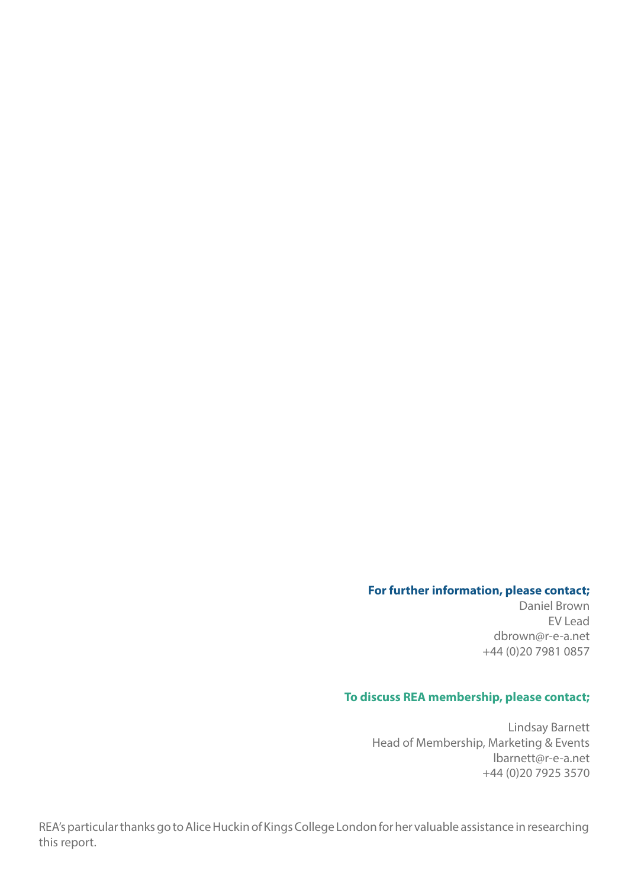**For further information, please contact;**

Daniel Brown
EV Lead
dbrown@r-e-a.net
+44 (0)20 7981 0857

**To discuss REA membership, please contact;**

Lindsay Barnett
Head of Membership, Marketing & Events
lbarnett@r-e-a.net
+44 (0)20 7925 3570

REA's particular thanks go to Alice Huckin of Kings College London for her valuable assistance in researching this report.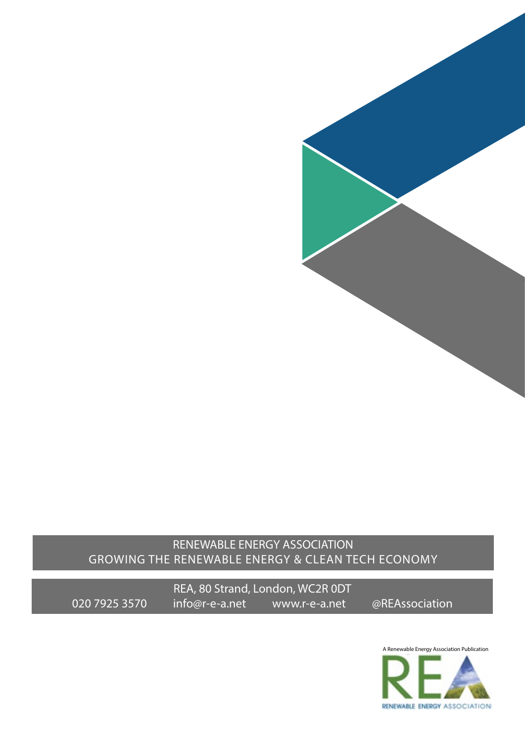RENEWABLE ENERGY ASSOCIATION
GROWING THE RENEWABLE ENERGY & CLEAN TECH ECONOMY

REA, 80 Strand, London, WC2R 0DT
020 7925 3570 info@r-e-a.net www.r-e-a.net @REAssociation

A Renewable Energy Association Publication

REA

RENEWABLE ENERGY ASSOCIATION